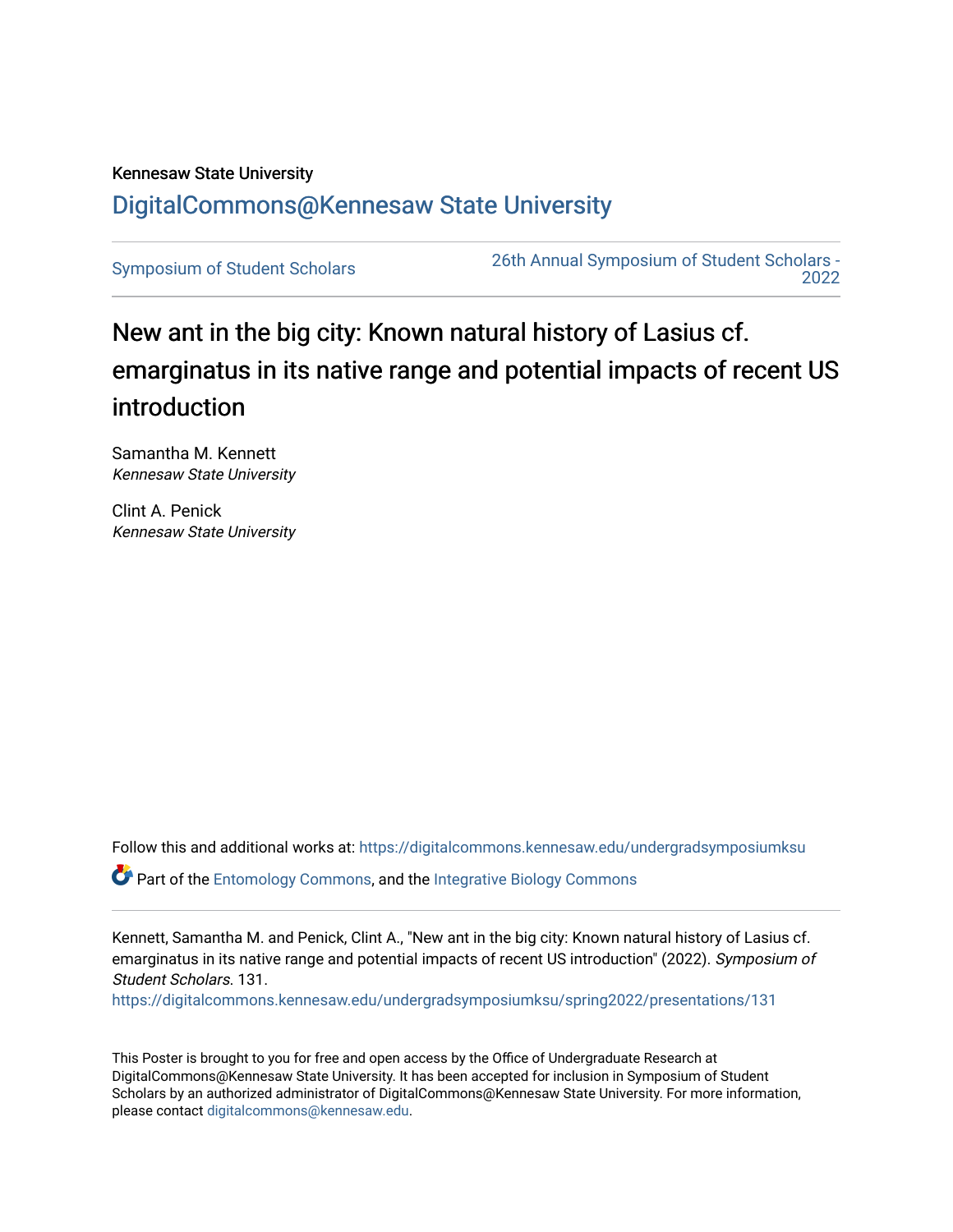Kennesaw State University

DigitalCommons@Kennesaw State University

Symposium of Student Scholars | 26th Annual Symposium of Student Scholars - 2022

# New ant in the big city: Known natural history of Lasius cf. emarginatus in its native range and potential impacts of recent US introduction

Samantha M. Kennett
*Kennesaw State University*

Clint A. Penick
*Kennesaw State University*

Follow this and additional works at: https://digitalcommons.kennesaw.edu/undergradsymposiumksu

Part of the Entomology Commons, and the Integrative Biology Commons

Kennett, Samantha M. and Penick, Clint A., "New ant in the big city: Known natural history of Lasius cf. emarginatus in its native range and potential impacts of recent US introduction" (2022). *Symposium of Student Scholars*. 131.
https://digitalcommons.kennesaw.edu/undergradsymposiumksu/spring2022/presentations/131

This Poster is brought to you for free and open access by the Office of Undergraduate Research at DigitalCommons@Kennesaw State University. It has been accepted for inclusion in Symposium of Student Scholars by an authorized administrator of DigitalCommons@Kennesaw State University. For more information, please contact digitalcommons@kennesaw.edu.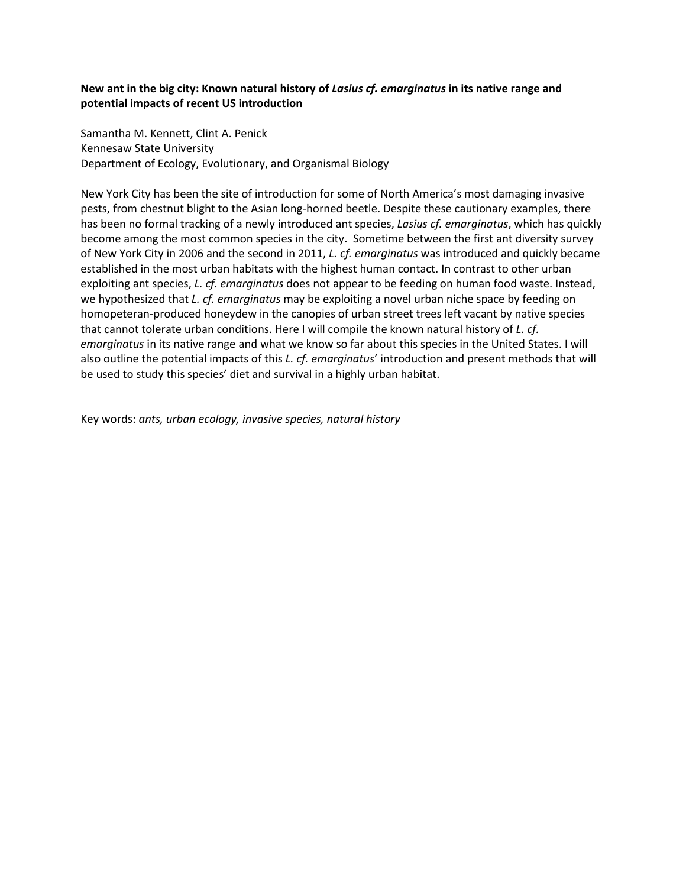**New ant in the big city: Known natural history of *Lasius cf. emarginatus* in its native range and potential impacts of recent US introduction**

Samantha M. Kennett, Clint A. Penick
Kennesaw State University
Department of Ecology, Evolutionary, and Organismal Biology

New York City has been the site of introduction for some of North America's most damaging invasive pests, from chestnut blight to the Asian long-horned beetle. Despite these cautionary examples, there has been no formal tracking of a newly introduced ant species, *Lasius cf. emarginatus*, which has quickly become among the most common species in the city. Sometime between the first ant diversity survey of New York City in 2006 and the second in 2011, *L. cf. emarginatus* was introduced and quickly became established in the most urban habitats with the highest human contact. In contrast to other urban exploiting ant species, *L. cf. emarginatus* does not appear to be feeding on human food waste. Instead, we hypothesized that *L. cf. emarginatus* may be exploiting a novel urban niche space by feeding on homopeteran-produced honeydew in the canopies of urban street trees left vacant by native species that cannot tolerate urban conditions. Here I will compile the known natural history of *L. cf. emarginatus* in its native range and what we know so far about this species in the United States. I will also outline the potential impacts of this *L. cf. emarginatus*' introduction and present methods that will be used to study this species' diet and survival in a highly urban habitat.

Key words: *ants, urban ecology, invasive species, natural history*